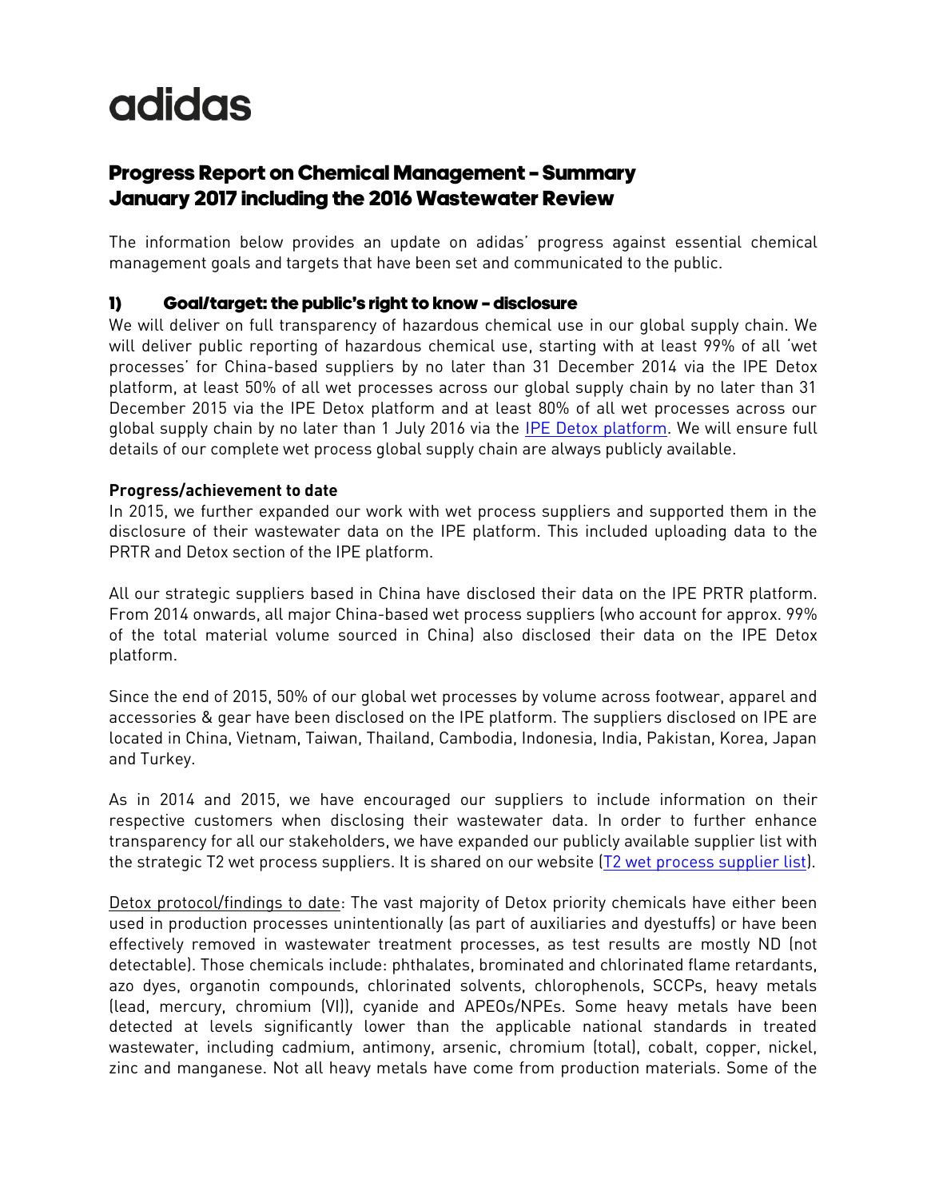# adidas

## Progress Report on Chemical Management - Summary January 2017 including the 2016 Wastewater Review

The information below provides an update on adidas' progress against essential chemical management goals and targets that have been set and communicated to the public.

### 1) Goal/target: the public's right to know - disclosure

We will deliver on full transparency of hazardous chemical use in our global supply chain. We will deliver public reporting of hazardous chemical use, starting with at least 99% of all 'wet processes' for China-based suppliers by no later than 31 December 2014 via the IPE Detox platform, at least 50% of all wet processes across our global supply chain by no later than 31 December 2015 via the IPE Detox platform and at least 80% of all wet processes across our global supply chain by no later than 1 July 2016 via the IPE Detox platform. We will ensure full details of our complete wet process global supply chain are always publicly available.

**Progress/achievement to date**

In 2015, we further expanded our work with wet process suppliers and supported them in the disclosure of their wastewater data on the IPE platform. This included uploading data to the PRTR and Detox section of the IPE platform.

All our strategic suppliers based in China have disclosed their data on the IPE PRTR platform. From 2014 onwards, all major China-based wet process suppliers (who account for approx. 99% of the total material volume sourced in China) also disclosed their data on the IPE Detox platform.

Since the end of 2015, 50% of our global wet processes by volume across footwear, apparel and accessories & gear have been disclosed on the IPE platform. The suppliers disclosed on IPE are located in China, Vietnam, Taiwan, Thailand, Cambodia, Indonesia, India, Pakistan, Korea, Japan and Turkey.

As in 2014 and 2015, we have encouraged our suppliers to include information on their respective customers when disclosing their wastewater data. In order to further enhance transparency for all our stakeholders, we have expanded our publicly available supplier list with the strategic T2 wet process suppliers. It is shared on our website (T2 wet process supplier list).

Detox protocol/findings to date: The vast majority of Detox priority chemicals have either been used in production processes unintentionally (as part of auxiliaries and dyestuffs) or have been effectively removed in wastewater treatment processes, as test results are mostly ND (not detectable). Those chemicals include: phthalates, brominated and chlorinated flame retardants, azo dyes, organotin compounds, chlorinated solvents, chlorophenols, SCCPs, heavy metals (lead, mercury, chromium (VI)), cyanide and APEOs/NPEs. Some heavy metals have been detected at levels significantly lower than the applicable national standards in treated wastewater, including cadmium, antimony, arsenic, chromium (total), cobalt, copper, nickel, zinc and manganese. Not all heavy metals have come from production materials. Some of the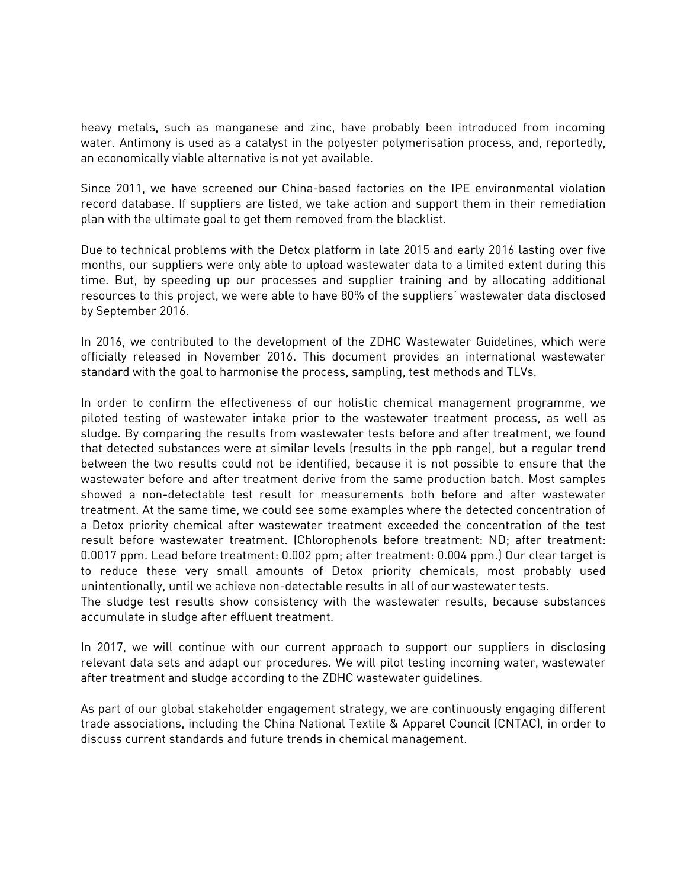heavy metals, such as manganese and zinc, have probably been introduced from incoming water. Antimony is used as a catalyst in the polyester polymerisation process, and, reportedly, an economically viable alternative is not yet available.

Since 2011, we have screened our China-based factories on the IPE environmental violation record database. If suppliers are listed, we take action and support them in their remediation plan with the ultimate goal to get them removed from the blacklist.

Due to technical problems with the Detox platform in late 2015 and early 2016 lasting over five months, our suppliers were only able to upload wastewater data to a limited extent during this time. But, by speeding up our processes and supplier training and by allocating additional resources to this project, we were able to have 80% of the suppliers' wastewater data disclosed by September 2016.

In 2016, we contributed to the development of the ZDHC Wastewater Guidelines, which were officially released in November 2016. This document provides an international wastewater standard with the goal to harmonise the process, sampling, test methods and TLVs.

In order to confirm the effectiveness of our holistic chemical management programme, we piloted testing of wastewater intake prior to the wastewater treatment process, as well as sludge. By comparing the results from wastewater tests before and after treatment, we found that detected substances were at similar levels (results in the ppb range), but a regular trend between the two results could not be identified, because it is not possible to ensure that the wastewater before and after treatment derive from the same production batch. Most samples showed a non-detectable test result for measurements both before and after wastewater treatment. At the same time, we could see some examples where the detected concentration of a Detox priority chemical after wastewater treatment exceeded the concentration of the test result before wastewater treatment. (Chlorophenols before treatment: ND; after treatment: 0.0017 ppm. Lead before treatment: 0.002 ppm; after treatment: 0.004 ppm.) Our clear target is to reduce these very small amounts of Detox priority chemicals, most probably used unintentionally, until we achieve non-detectable results in all of our wastewater tests.
The sludge test results show consistency with the wastewater results, because substances accumulate in sludge after effluent treatment.

In 2017, we will continue with our current approach to support our suppliers in disclosing relevant data sets and adapt our procedures. We will pilot testing incoming water, wastewater after treatment and sludge according to the ZDHC wastewater guidelines.

As part of our global stakeholder engagement strategy, we are continuously engaging different trade associations, including the China National Textile & Apparel Council (CNTAC), in order to discuss current standards and future trends in chemical management.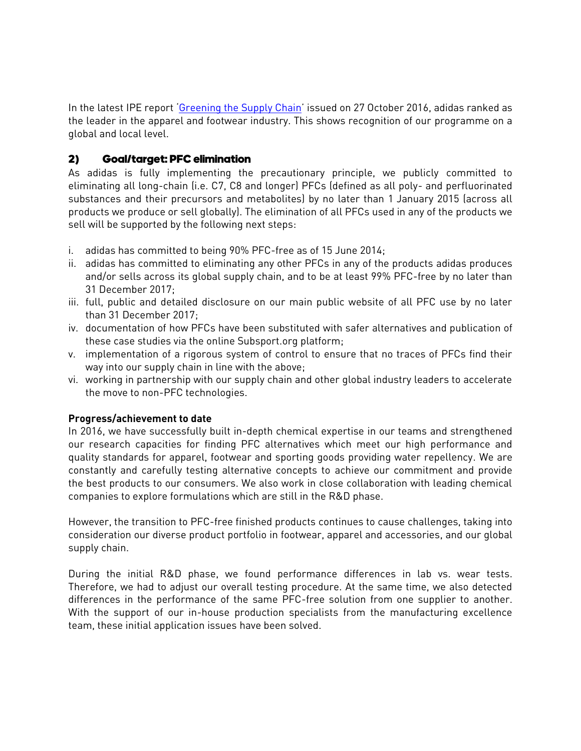In the latest IPE report '[Greening the Supply Chain]' issued on 27 October 2016, adidas ranked as the leader in the apparel and footwear industry. This shows recognition of our programme on a global and local level.

## 2) Goal/target: PFC elimination

As adidas is fully implementing the precautionary principle, we publicly committed to eliminating all long-chain (i.e. C7, C8 and longer) PFCs (defined as all poly- and perfluorinated substances and their precursors and metabolites) by no later than 1 January 2015 (across all products we produce or sell globally). The elimination of all PFCs used in any of the products we sell will be supported by the following next steps:

i. adidas has committed to being 90% PFC-free as of 15 June 2014;
ii. adidas has committed to eliminating any other PFCs in any of the products adidas produces and/or sells across its global supply chain, and to be at least 99% PFC-free by no later than 31 December 2017;
iii. full, public and detailed disclosure on our main public website of all PFC use by no later than 31 December 2017;
iv. documentation of how PFCs have been substituted with safer alternatives and publication of these case studies via the online Subsport.org platform;
v. implementation of a rigorous system of control to ensure that no traces of PFCs find their way into our supply chain in line with the above;
vi. working in partnership with our supply chain and other global industry leaders to accelerate the move to non-PFC technologies.

**Progress/achievement to date**

In 2016, we have successfully built in-depth chemical expertise in our teams and strengthened our research capacities for finding PFC alternatives which meet our high performance and quality standards for apparel, footwear and sporting goods providing water repellency. We are constantly and carefully testing alternative concepts to achieve our commitment and provide the best products to our consumers. We also work in close collaboration with leading chemical companies to explore formulations which are still in the R&D phase.

However, the transition to PFC-free finished products continues to cause challenges, taking into consideration our diverse product portfolio in footwear, apparel and accessories, and our global supply chain.

During the initial R&D phase, we found performance differences in lab vs. wear tests. Therefore, we had to adjust our overall testing procedure. At the same time, we also detected differences in the performance of the same PFC-free solution from one supplier to another. With the support of our in-house production specialists from the manufacturing excellence team, these initial application issues have been solved.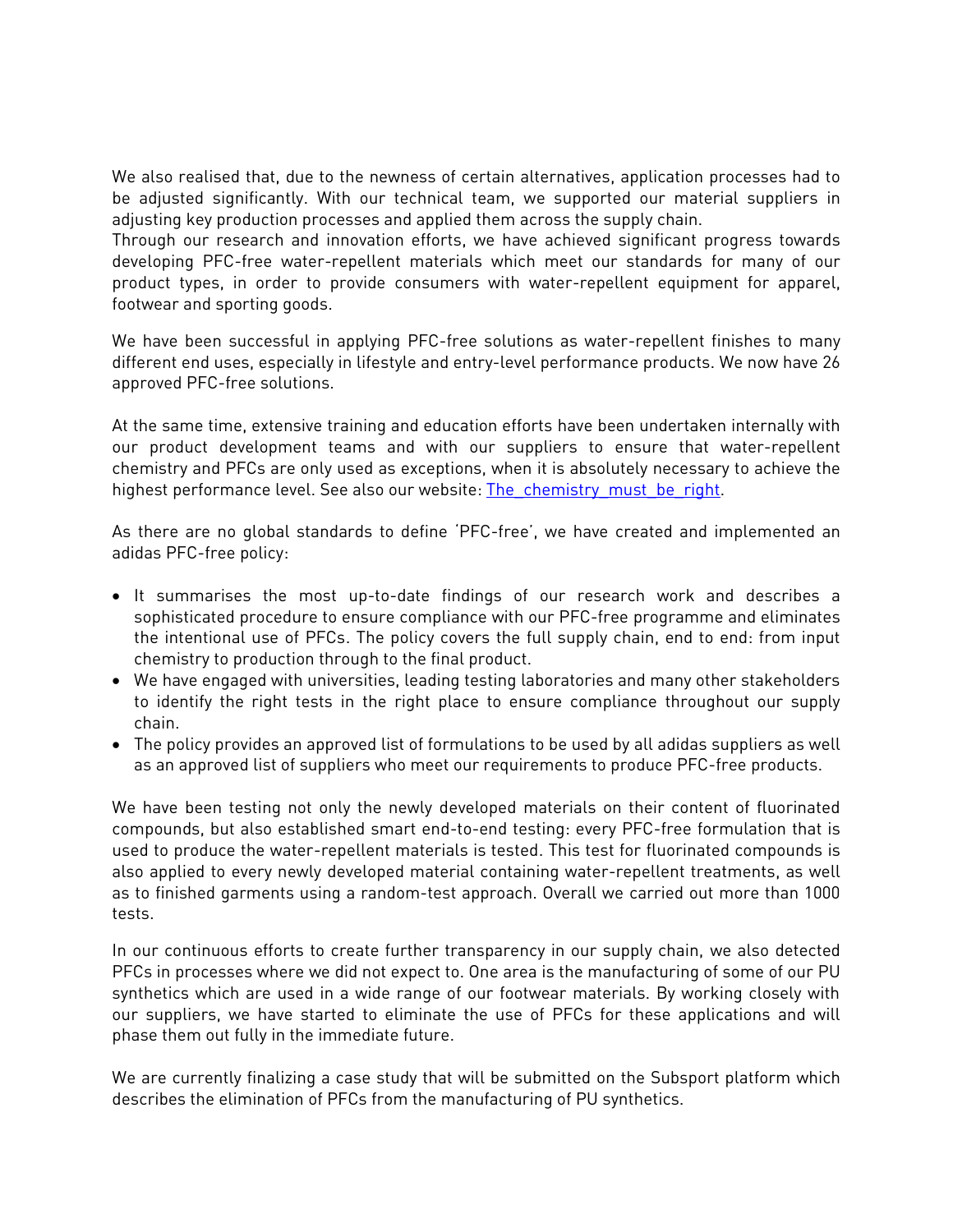We also realised that, due to the newness of certain alternatives, application processes had to be adjusted significantly. With our technical team, we supported our material suppliers in adjusting key production processes and applied them across the supply chain.
Through our research and innovation efforts, we have achieved significant progress towards developing PFC-free water-repellent materials which meet our standards for many of our product types, in order to provide consumers with water-repellent equipment for apparel, footwear and sporting goods.

We have been successful in applying PFC-free solutions as water-repellent finishes to many different end uses, especially in lifestyle and entry-level performance products. We now have 26 approved PFC-free solutions.

At the same time, extensive training and education efforts have been undertaken internally with our product development teams and with our suppliers to ensure that water-repellent chemistry and PFCs are only used as exceptions, when it is absolutely necessary to achieve the highest performance level. See also our website: The_chemistry_must_be_right.

As there are no global standards to define 'PFC-free', we have created and implemented an adidas PFC-free policy:

- It summarises the most up-to-date findings of our research work and describes a sophisticated procedure to ensure compliance with our PFC-free programme and eliminates the intentional use of PFCs. The policy covers the full supply chain, end to end: from input chemistry to production through to the final product.
- We have engaged with universities, leading testing laboratories and many other stakeholders to identify the right tests in the right place to ensure compliance throughout our supply chain.
- The policy provides an approved list of formulations to be used by all adidas suppliers as well as an approved list of suppliers who meet our requirements to produce PFC-free products.

We have been testing not only the newly developed materials on their content of fluorinated compounds, but also established smart end-to-end testing: every PFC-free formulation that is used to produce the water-repellent materials is tested. This test for fluorinated compounds is also applied to every newly developed material containing water-repellent treatments, as well as to finished garments using a random-test approach. Overall we carried out more than 1000 tests.

In our continuous efforts to create further transparency in our supply chain, we also detected PFCs in processes where we did not expect to. One area is the manufacturing of some of our PU synthetics which are used in a wide range of our footwear materials. By working closely with our suppliers, we have started to eliminate the use of PFCs for these applications and will phase them out fully in the immediate future.

We are currently finalizing a case study that will be submitted on the Subsport platform which describes the elimination of PFCs from the manufacturing of PU synthetics.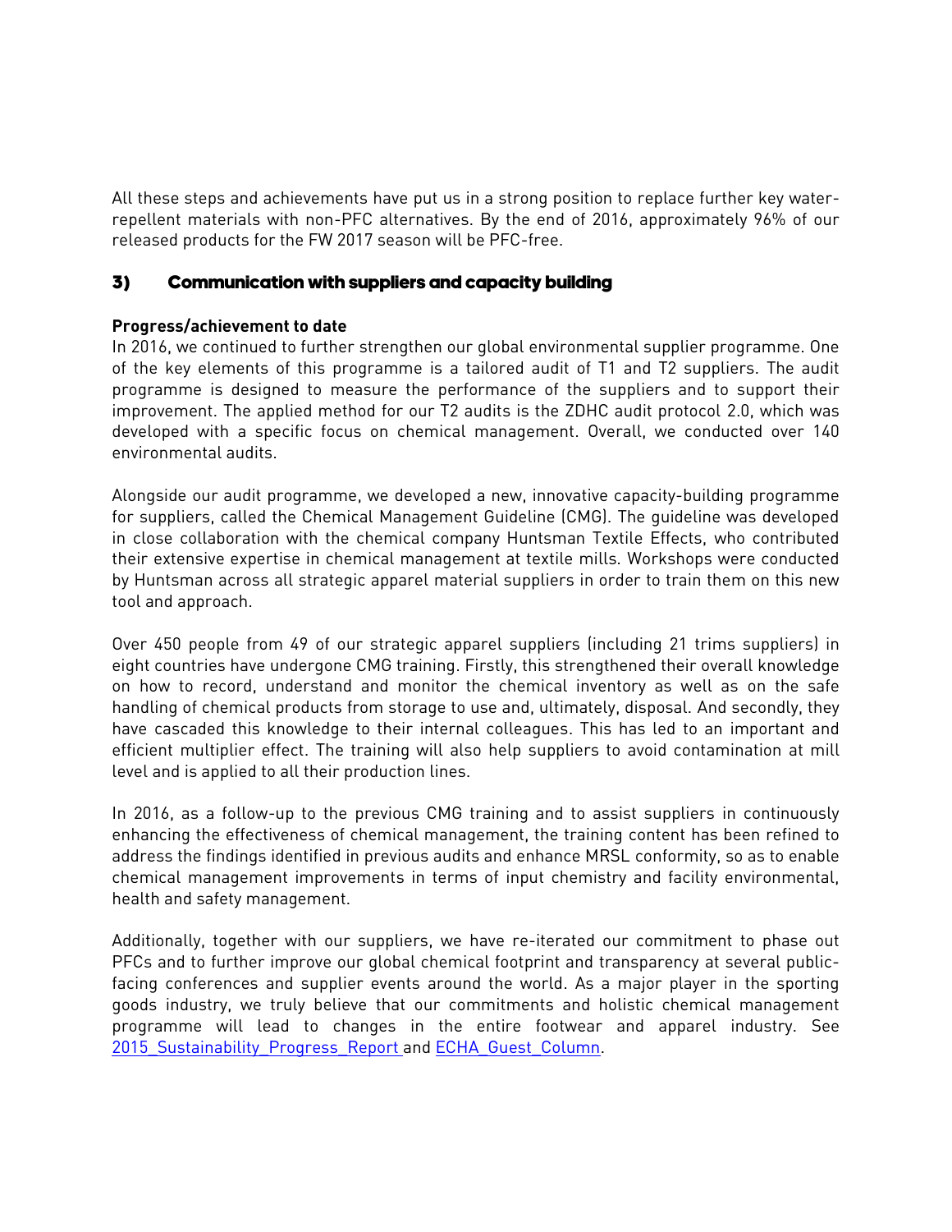All these steps and achievements have put us in a strong position to replace further key water-repellent materials with non-PFC alternatives. By the end of 2016, approximately 96% of our released products for the FW 2017 season will be PFC-free.

## 3) Communication with suppliers and capacity building

**Progress/achievement to date**

In 2016, we continued to further strengthen our global environmental supplier programme. One of the key elements of this programme is a tailored audit of T1 and T2 suppliers. The audit programme is designed to measure the performance of the suppliers and to support their improvement. The applied method for our T2 audits is the ZDHC audit protocol 2.0, which was developed with a specific focus on chemical management. Overall, we conducted over 140 environmental audits.

Alongside our audit programme, we developed a new, innovative capacity-building programme for suppliers, called the Chemical Management Guideline (CMG). The guideline was developed in close collaboration with the chemical company Huntsman Textile Effects, who contributed their extensive expertise in chemical management at textile mills. Workshops were conducted by Huntsman across all strategic apparel material suppliers in order to train them on this new tool and approach.

Over 450 people from 49 of our strategic apparel suppliers (including 21 trims suppliers) in eight countries have undergone CMG training. Firstly, this strengthened their overall knowledge on how to record, understand and monitor the chemical inventory as well as on the safe handling of chemical products from storage to use and, ultimately, disposal. And secondly, they have cascaded this knowledge to their internal colleagues. This has led to an important and efficient multiplier effect. The training will also help suppliers to avoid contamination at mill level and is applied to all their production lines.

In 2016, as a follow-up to the previous CMG training and to assist suppliers in continuously enhancing the effectiveness of chemical management, the training content has been refined to address the findings identified in previous audits and enhance MRSL conformity, so as to enable chemical management improvements in terms of input chemistry and facility environmental, health and safety management.

Additionally, together with our suppliers, we have re-iterated our commitment to phase out PFCs and to further improve our global chemical footprint and transparency at several public-facing conferences and supplier events around the world. As a major player in the sporting goods industry, we truly believe that our commitments and holistic chemical management programme will lead to changes in the entire footwear and apparel industry. See 2015_Sustainability_Progress_Report and ECHA_Guest_Column.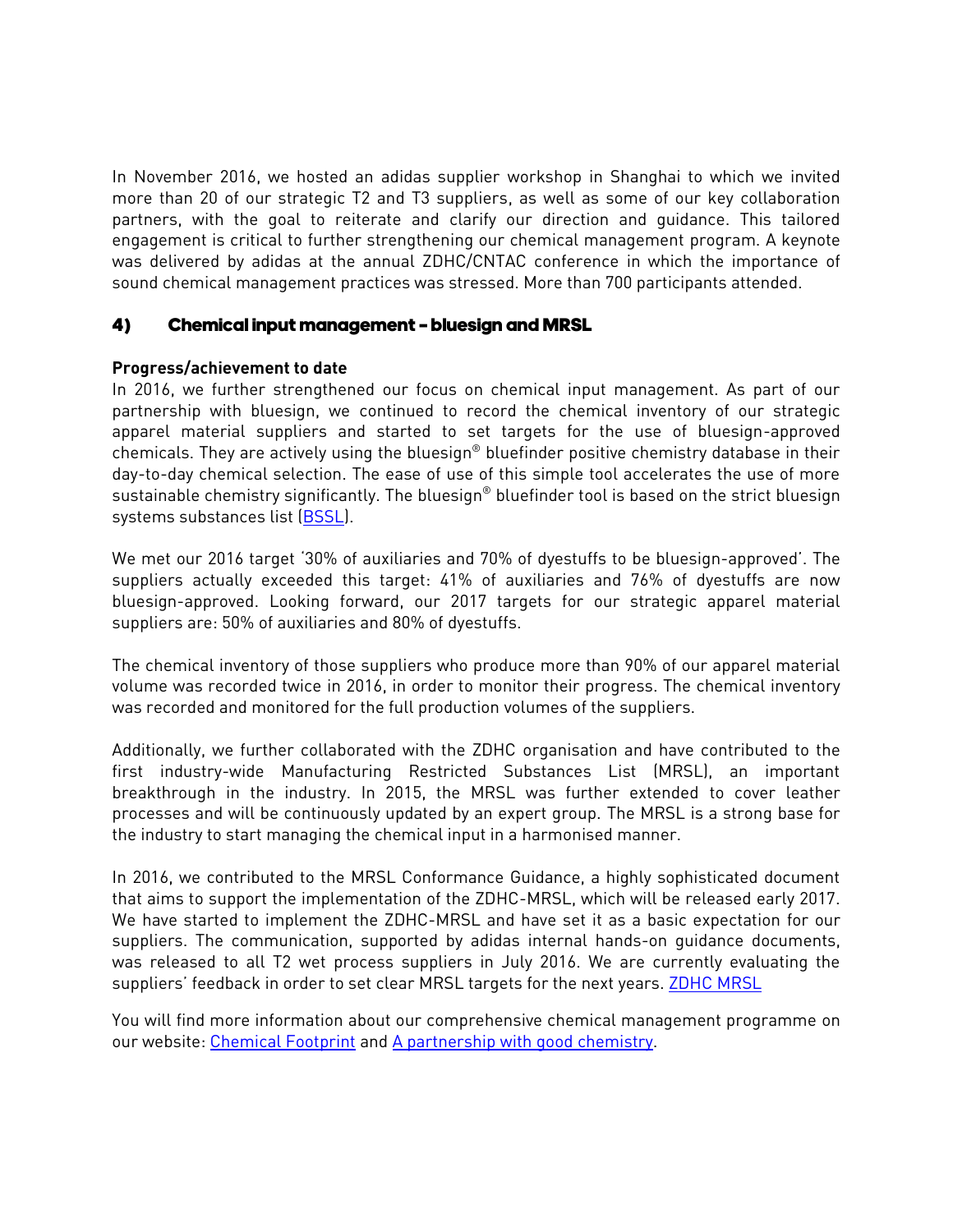In November 2016, we hosted an adidas supplier workshop in Shanghai to which we invited more than 20 of our strategic T2 and T3 suppliers, as well as some of our key collaboration partners, with the goal to reiterate and clarify our direction and guidance. This tailored engagement is critical to further strengthening our chemical management program. A keynote was delivered by adidas at the annual ZDHC/CNTAC conference in which the importance of sound chemical management practices was stressed. More than 700 participants attended.

## 4) Chemical input management – bluesign and MRSL

**Progress/achievement to date**

In 2016, we further strengthened our focus on chemical input management. As part of our partnership with bluesign, we continued to record the chemical inventory of our strategic apparel material suppliers and started to set targets for the use of bluesign-approved chemicals. They are actively using the bluesign® bluefinder positive chemistry database in their day-to-day chemical selection. The ease of use of this simple tool accelerates the use of more sustainable chemistry significantly. The bluesign® bluefinder tool is based on the strict bluesign systems substances list (BSSL).

We met our 2016 target '30% of auxiliaries and 70% of dyestuffs to be bluesign-approved'. The suppliers actually exceeded this target: 41% of auxiliaries and 76% of dyestuffs are now bluesign-approved. Looking forward, our 2017 targets for our strategic apparel material suppliers are: 50% of auxiliaries and 80% of dyestuffs.

The chemical inventory of those suppliers who produce more than 90% of our apparel material volume was recorded twice in 2016, in order to monitor their progress. The chemical inventory was recorded and monitored for the full production volumes of the suppliers.

Additionally, we further collaborated with the ZDHC organisation and have contributed to the first industry-wide Manufacturing Restricted Substances List (MRSL), an important breakthrough in the industry. In 2015, the MRSL was further extended to cover leather processes and will be continuously updated by an expert group. The MRSL is a strong base for the industry to start managing the chemical input in a harmonised manner.

In 2016, we contributed to the MRSL Conformance Guidance, a highly sophisticated document that aims to support the implementation of the ZDHC-MRSL, which will be released early 2017. We have started to implement the ZDHC-MRSL and have set it as a basic expectation for our suppliers. The communication, supported by adidas internal hands-on guidance documents, was released to all T2 wet process suppliers in July 2016. We are currently evaluating the suppliers' feedback in order to set clear MRSL targets for the next years. ZDHC MRSL

You will find more information about our comprehensive chemical management programme on our website: Chemical Footprint and A partnership with good chemistry.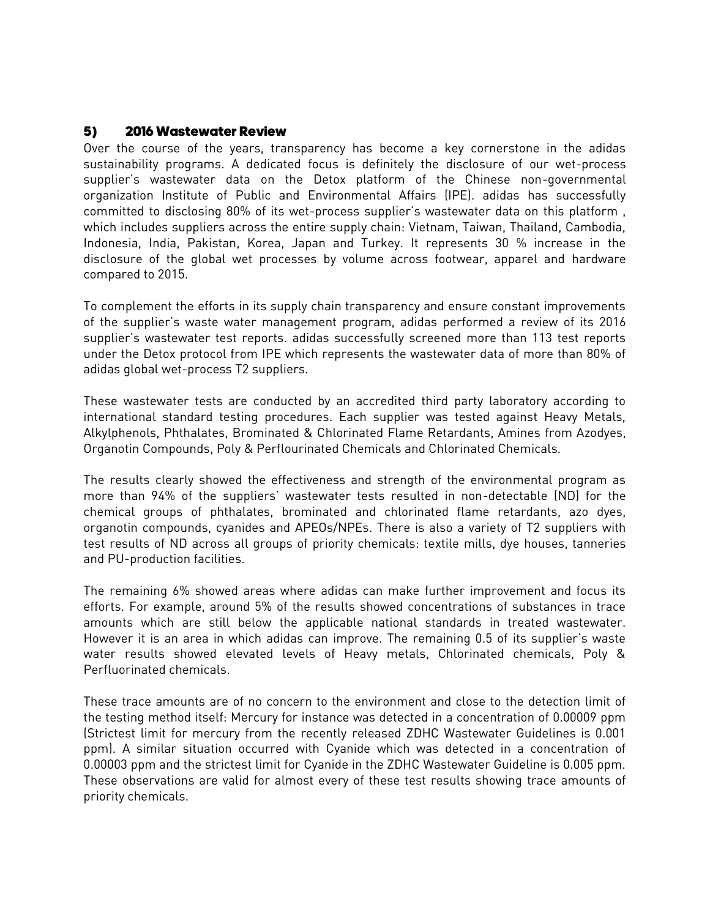## 5) 2016 Wastewater Review

Over the course of the years, transparency has become a key cornerstone in the adidas sustainability programs. A dedicated focus is definitely the disclosure of our wet-process supplier's wastewater data on the Detox platform of the Chinese non-governmental organization Institute of Public and Environmental Affairs (IPE). adidas has successfully committed to disclosing 80% of its wet-process supplier's wastewater data on this platform , which includes suppliers across the entire supply chain: Vietnam, Taiwan, Thailand, Cambodia, Indonesia, India, Pakistan, Korea, Japan and Turkey. It represents 30 % increase in the disclosure of the global wet processes by volume across footwear, apparel and hardware compared to 2015.

To complement the efforts in its supply chain transparency and ensure constant improvements of the supplier's waste water management program, adidas performed a review of its 2016 supplier's wastewater test reports. adidas successfully screened more than 113 test reports under the Detox protocol from IPE which represents the wastewater data of more than 80% of adidas global wet-process T2 suppliers.

These wastewater tests are conducted by an accredited third party laboratory according to international standard testing procedures. Each supplier was tested against Heavy Metals, Alkylphenols, Phthalates, Brominated & Chlorinated Flame Retardants, Amines from Azodyes, Organotin Compounds, Poly & Perflourinated Chemicals and Chlorinated Chemicals.

The results clearly showed the effectiveness and strength of the environmental program as more than 94% of the suppliers' wastewater tests resulted in non-detectable (ND) for the chemical groups of phthalates, brominated and chlorinated flame retardants, azo dyes, organotin compounds, cyanides and APEOs/NPEs. There is also a variety of T2 suppliers with test results of ND across all groups of priority chemicals: textile mills, dye houses, tanneries and PU-production facilities.

The remaining 6% showed areas where adidas can make further improvement and focus its efforts. For example, around 5% of the results showed concentrations of substances in trace amounts which are still below the applicable national standards in treated wastewater. However it is an area in which adidas can improve. The remaining 0.5 of its supplier's waste water results showed elevated levels of Heavy metals, Chlorinated chemicals, Poly & Perfluorinated chemicals.

These trace amounts are of no concern to the environment and close to the detection limit of the testing method itself: Mercury for instance was detected in a concentration of 0.00009 ppm (Strictest limit for mercury from the recently released ZDHC Wastewater Guidelines is 0.001 ppm). A similar situation occurred with Cyanide which was detected in a concentration of 0.00003 ppm and the strictest limit for Cyanide in the ZDHC Wastewater Guideline is 0.005 ppm. These observations are valid for almost every of these test results showing trace amounts of priority chemicals.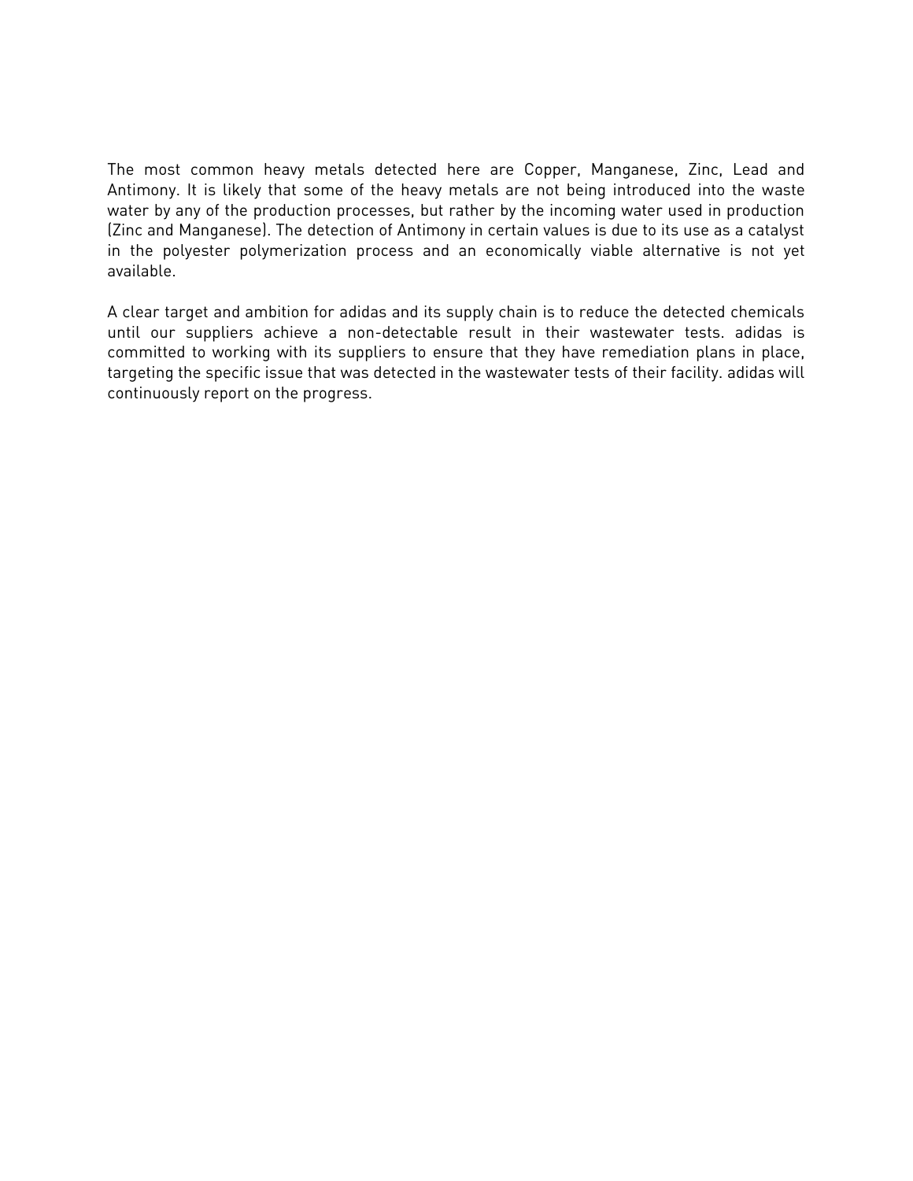The most common heavy metals detected here are Copper, Manganese, Zinc, Lead and Antimony. It is likely that some of the heavy metals are not being introduced into the waste water by any of the production processes, but rather by the incoming water used in production (Zinc and Manganese). The detection of Antimony in certain values is due to its use as a catalyst in the polyester polymerization process and an economically viable alternative is not yet available.

A clear target and ambition for adidas and its supply chain is to reduce the detected chemicals until our suppliers achieve a non-detectable result in their wastewater tests. adidas is committed to working with its suppliers to ensure that they have remediation plans in place, targeting the specific issue that was detected in the wastewater tests of their facility. adidas will continuously report on the progress.